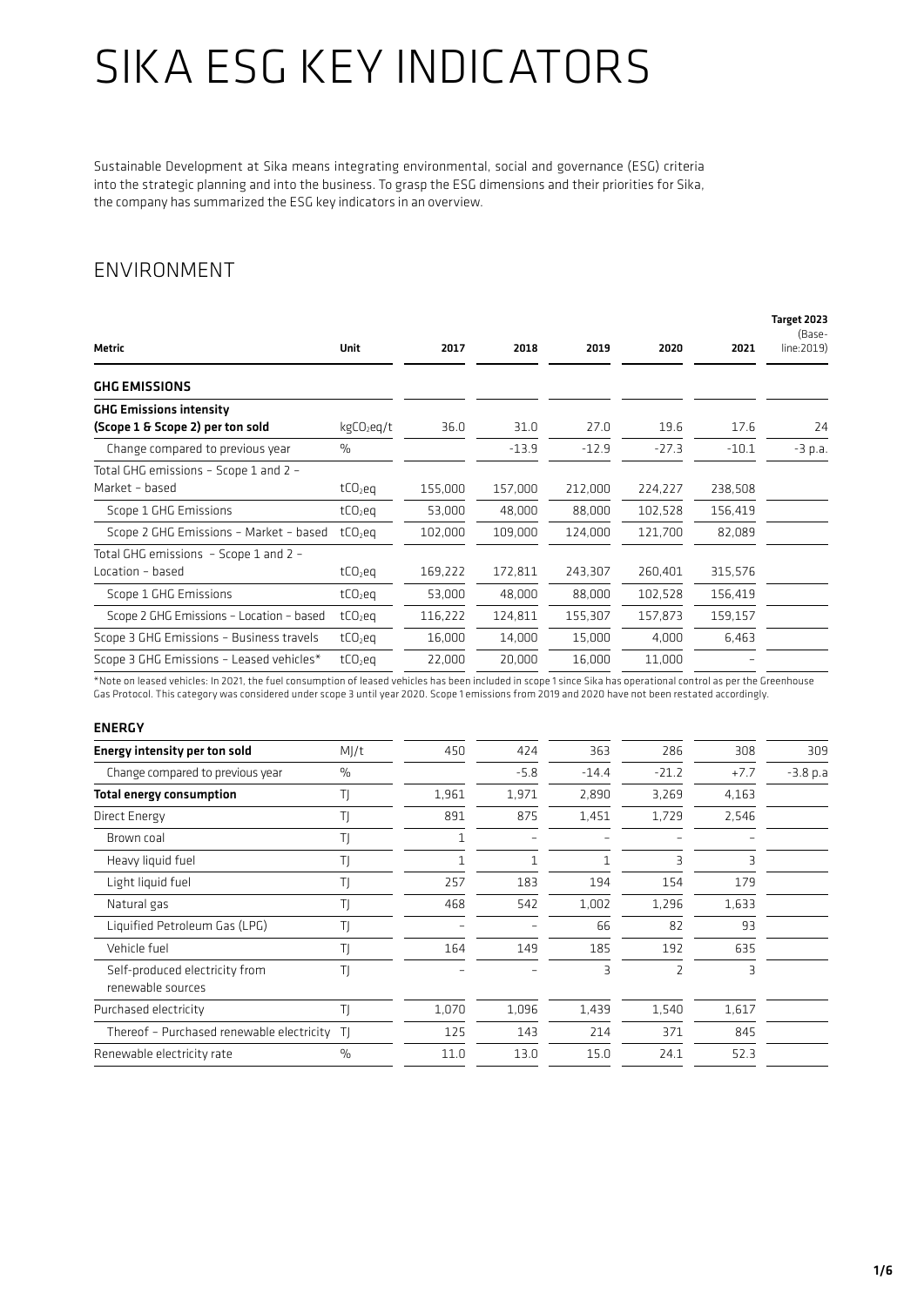# SIKA ESG KEY INDICATORS

Sustainable Development at Sika means integrating environmental, social and governance (ESG) criteria into the strategic planning and into the business. To grasp the ESG dimensions and their priorities for Sika, the company has summarized the ESG key indicators in an overview.

## ENVIRONMENT

| Metric | Unit | 2017 | 2018 | 2019 | 2020 | 2021 | Target 2023 (Baseline:2019) |
|---|---|---|---|---|---|---|---|
| **GHG EMISSIONS** | | | | | | | |
| **GHG Emissions intensity (Scope 1 & Scope 2) per ton sold** | $kgCO_2eq/t$ | 36.0 | 31.0 | 27.0 | 19.6 | 17.6 | 24 |
| Change compared to previous year | % | | -13.9 | -12.9 | -27.3 | -10.1 | -3 p.a. |
| Total GHG emissions – Scope 1 and 2 – Market – based | $tCO_2eq$ | 155,000 | 157,000 | 212,000 | 224,227 | 238,508 | |
| Scope 1 GHG Emissions | $tCO_2eq$ | 53,000 | 48,000 | 88,000 | 102,528 | 156,419 | |
| Scope 2 GHG Emissions – Market – based | $tCO_2eq$ | 102,000 | 109,000 | 124,000 | 121,700 | 82,089 | |
| Total GHG emissions – Scope 1 and 2 – Location – based | $tCO_2eq$ | 169,222 | 172,811 | 243,307 | 260,401 | 315,576 | |
| Scope 1 GHG Emissions | $tCO_2eq$ | 53,000 | 48,000 | 88,000 | 102,528 | 156,419 | |
| Scope 2 GHG Emissions – Location – based | $tCO_2eq$ | 116,222 | 124,811 | 155,307 | 157,873 | 159,157 | |
| Scope 3 GHG Emissions – Business travels | $tCO_2eq$ | 16,000 | 14,000 | 15,000 | 4,000 | 6,463 | |
| Scope 3 GHG Emissions – Leased vehicles* | $tCO_2eq$ | 22,000 | 20,000 | 16,000 | 11,000 | – | |

*Note on leased vehicles: In 2021, the fuel consumption of leased vehicles has been included in scope 1 since Sika has operational control as per the Greenhouse Gas Protocol. This category was considered under scope 3 until year 2020. Scope 1 emissions from 2019 and 2020 have not been restated accordingly.

### ENERGY

| Metric | Unit | 2017 | 2018 | 2019 | 2020 | 2021 | Target 2023 (Baseline:2019) |
|---|---|---|---|---|---|---|---|
| **Energy intensity per ton sold** | MJ/t | 450 | 424 | 363 | 286 | 308 | 309 |
| Change compared to previous year | % | | -5.8 | -14.4 | -21.2 | +7.7 | -3.8 p.a |
| **Total energy consumption** | TJ | 1,961 | 1,971 | 2,890 | 3,269 | 4,163 | |
| Direct Energy | TJ | 891 | 875 | 1,451 | 1,729 | 2,546 | |
| Brown coal | TJ | 1 | – | – | – | – | |
| Heavy liquid fuel | TJ | 1 | 1 | 1 | 3 | 3 | |
| Light liquid fuel | TJ | 257 | 183 | 194 | 154 | 179 | |
| Natural gas | TJ | 468 | 542 | 1,002 | 1,296 | 1,633 | |
| Liquified Petroleum Gas (LPG) | TJ | – | – | 66 | 82 | 93 | |
| Vehicle fuel | TJ | 164 | 149 | 185 | 192 | 635 | |
| Self-produced electricity from renewable sources | TJ | – | – | 3 | 2 | 3 | |
| Purchased electricity | TJ | 1,070 | 1,096 | 1,439 | 1,540 | 1,617 | |
| Thereof – Purchased renewable electricity | TJ | 125 | 143 | 214 | 371 | 845 | |
| Renewable electricity rate | % | 11.0 | 13.0 | 15.0 | 24.1 | 52.3 | |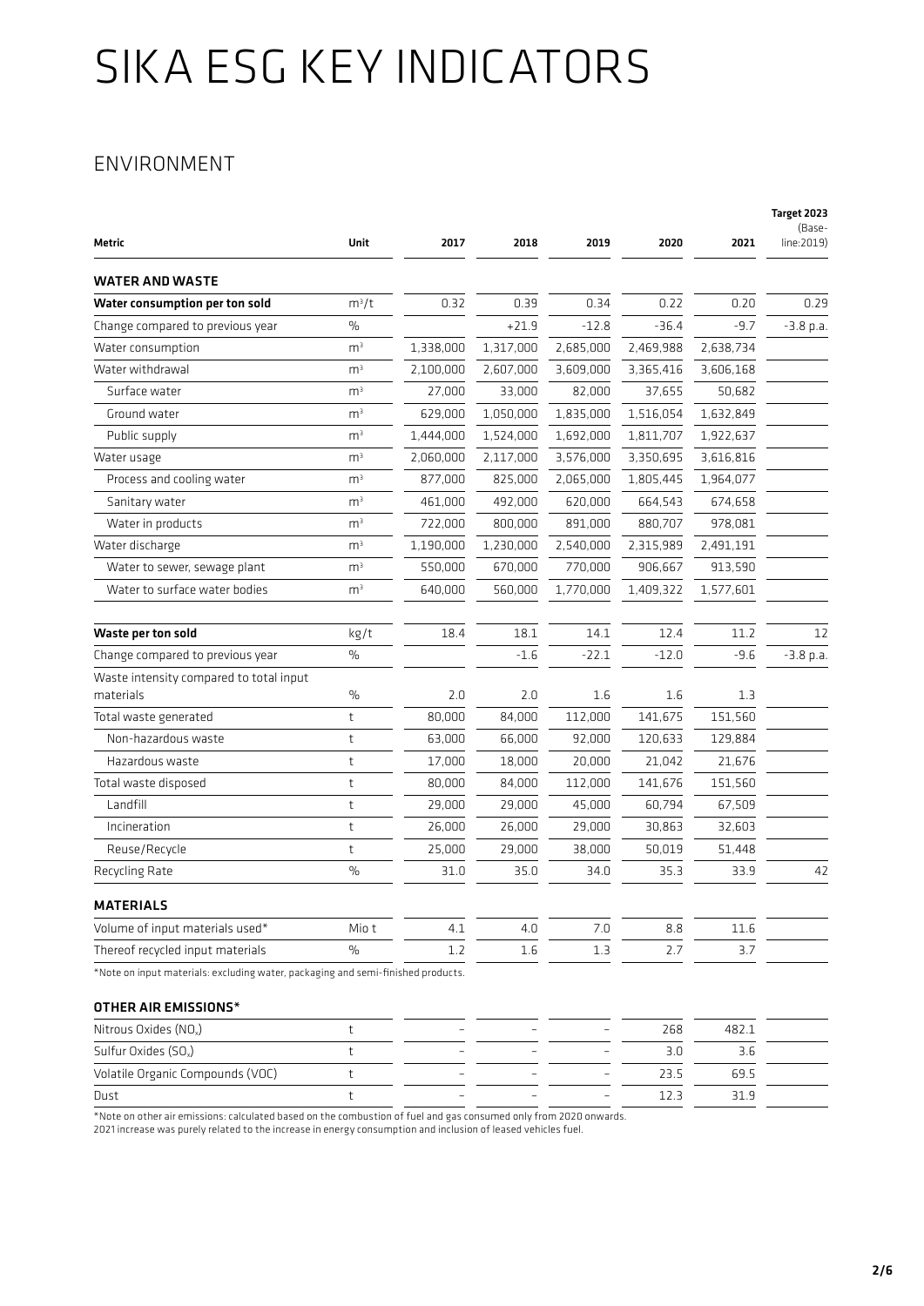# SIKA ESG KEY INDICATORS

## ENVIRONMENT

| Metric | Unit | 2017 | 2018 | 2019 | 2020 | 2021 | Target 2023 (Baseline:2019) |
|---|---|---|---|---|---|---|---|
| **WATER AND WASTE** | | | | | | | |
| **Water consumption per ton sold** | $m^3/t$ | 0.32 | 0.39 | 0.34 | 0.22 | 0.20 | 0.29 |
| Change compared to previous year | % | | +21.9 | -12.8 | -36.4 | -9.7 | -3.8 p.a. |
| Water consumption | $m^3$ | 1,338,000 | 1,317,000 | 2,685,000 | 2,469,988 | 2,638,734 | |
| Water withdrawal | $m^3$ | 2,100,000 | 2,607,000 | 3,609,000 | 3,365,416 | 3,606,168 | |
| Surface water | $m^3$ | 27,000 | 33,000 | 82,000 | 37,655 | 50,682 | |
| Ground water | $m^3$ | 629,000 | 1,050,000 | 1,835,000 | 1,516,054 | 1,632,849 | |
| Public supply | $m^3$ | 1,444,000 | 1,524,000 | 1,692,000 | 1,811,707 | 1,922,637 | |
| Water usage | $m^3$ | 2,060,000 | 2,117,000 | 3,576,000 | 3,350,695 | 3,616,816 | |
| Process and cooling water | $m^3$ | 877,000 | 825,000 | 2,065,000 | 1,805,445 | 1,964,077 | |
| Sanitary water | $m^3$ | 461,000 | 492,000 | 620,000 | 664,543 | 674,658 | |
| Water in products | $m^3$ | 722,000 | 800,000 | 891,000 | 880,707 | 978,081 | |
| Water discharge | $m^3$ | 1,190,000 | 1,230,000 | 2,540,000 | 2,315,989 | 2,491,191 | |
| Water to sewer, sewage plant | $m^3$ | 550,000 | 670,000 | 770,000 | 906,667 | 913,590 | |
| Water to surface water bodies | $m^3$ | 640,000 | 560,000 | 1,770,000 | 1,409,322 | 1,577,601 | |
| **Waste per ton sold** | kg/t | 18.4 | 18.1 | 14.1 | 12.4 | 11.2 | 12 |
| Change compared to previous year | % | | -1.6 | -22.1 | -12.0 | -9.6 | -3.8 p.a. |
| Waste intensity compared to total input materials | % | 2.0 | 2.0 | 1.6 | 1.6 | 1.3 | |
| Total waste generated | t | 80,000 | 84,000 | 112,000 | 141,675 | 151,560 | |
| Non-hazardous waste | t | 63,000 | 66,000 | 92,000 | 120,633 | 129,884 | |
| Hazardous waste | t | 17,000 | 18,000 | 20,000 | 21,042 | 21,676 | |
| Total waste disposed | t | 80,000 | 84,000 | 112,000 | 141,676 | 151,560 | |
| Landfill | t | 29,000 | 29,000 | 45,000 | 60,794 | 67,509 | |
| Incineration | t | 26,000 | 26,000 | 29,000 | 30,863 | 32,603 | |
| Reuse/Recycle | t | 25,000 | 29,000 | 38,000 | 50,019 | 51,448 | |
| Recycling Rate | % | 31.0 | 35.0 | 34.0 | 35.3 | 33.9 | 42 |
| **MATERIALS** | | | | | | | |
| Volume of input materials used* | Mio t | 4.1 | 4.0 | 7.0 | 8.8 | 11.6 | |
| Thereof recycled input materials | % | 1.2 | 1.6 | 1.3 | 2.7 | 3.7 | |

*Note on input materials: excluding water, packaging and semi-finished products.

| **OTHER AIR EMISSIONS*** | | | | | | | |
|---|---|---|---|---|---|---|---|
| Nitrous Oxides ($NO_x$) | t | – | – | – | 268 | 482.1 | |
| Sulfur Oxides ($SO_x$) | t | – | – | – | 3.0 | 3.6 | |
| Volatile Organic Compounds (VOC) | t | – | – | – | 23.5 | 69.5 | |
| Dust | t | – | – | – | 12.3 | 31.9 | |

*Note on other air emissions: calculated based on the combustion of fuel and gas consumed only from 2020 onwards.
2021 increase was purely related to the increase in energy consumption and inclusion of leased vehicles fuel.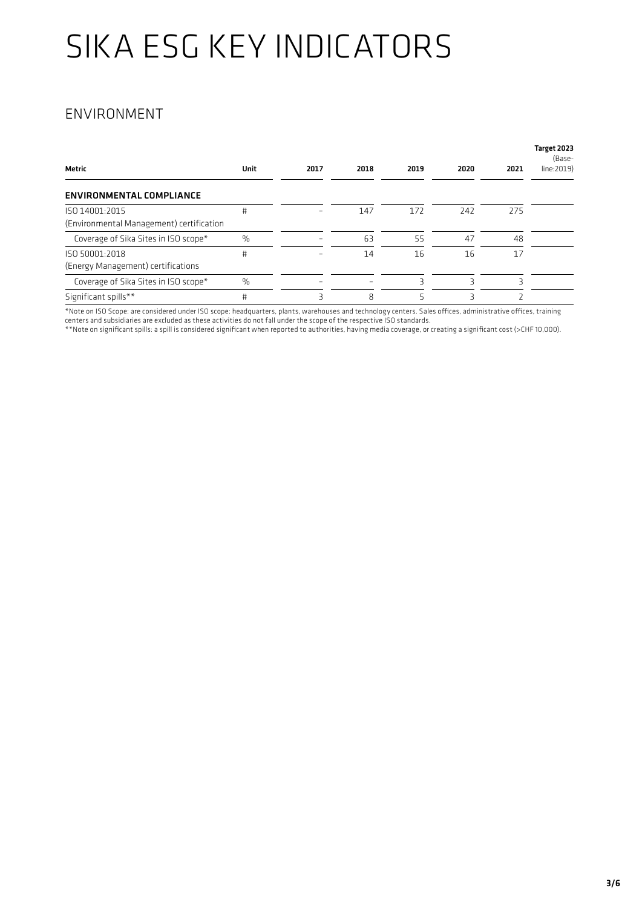# SIKA ESG KEY INDICATORS

## ENVIRONMENT

| Metric | Unit | 2017 | 2018 | 2019 | 2020 | 2021 | **Target 2023** (Base-line:2019) |
|---|---|---|---|---|---|---|---|
| **ENVIRONMENTAL COMPLIANCE** | | | | | | | |
| ISO 14001:2015 (Environmental Management) certification | # | – | 147 | 172 | 242 | 275 | |
| Coverage of Sika Sites in ISO scope* | % | – | 63 | 55 | 47 | 48 | |
| ISO 50001:2018 (Energy Management) certifications | # | – | 14 | 16 | 16 | 17 | |
| Coverage of Sika Sites in ISO scope* | % | – | – | 3 | 3 | 3 | |
| Significant spills** | # | 3 | 8 | 5 | 3 | 2 | |

*Note on ISO Scope: are considered under ISO scope: headquarters, plants, warehouses and technology centers. Sales offices, administrative offices, training centers and subsidiaries are excluded as these activities do not fall under the scope of the respective ISO standards.

**Note on significant spills: a spill is considered significant when reported to authorities, having media coverage, or creating a significant cost (>CHF 10,000).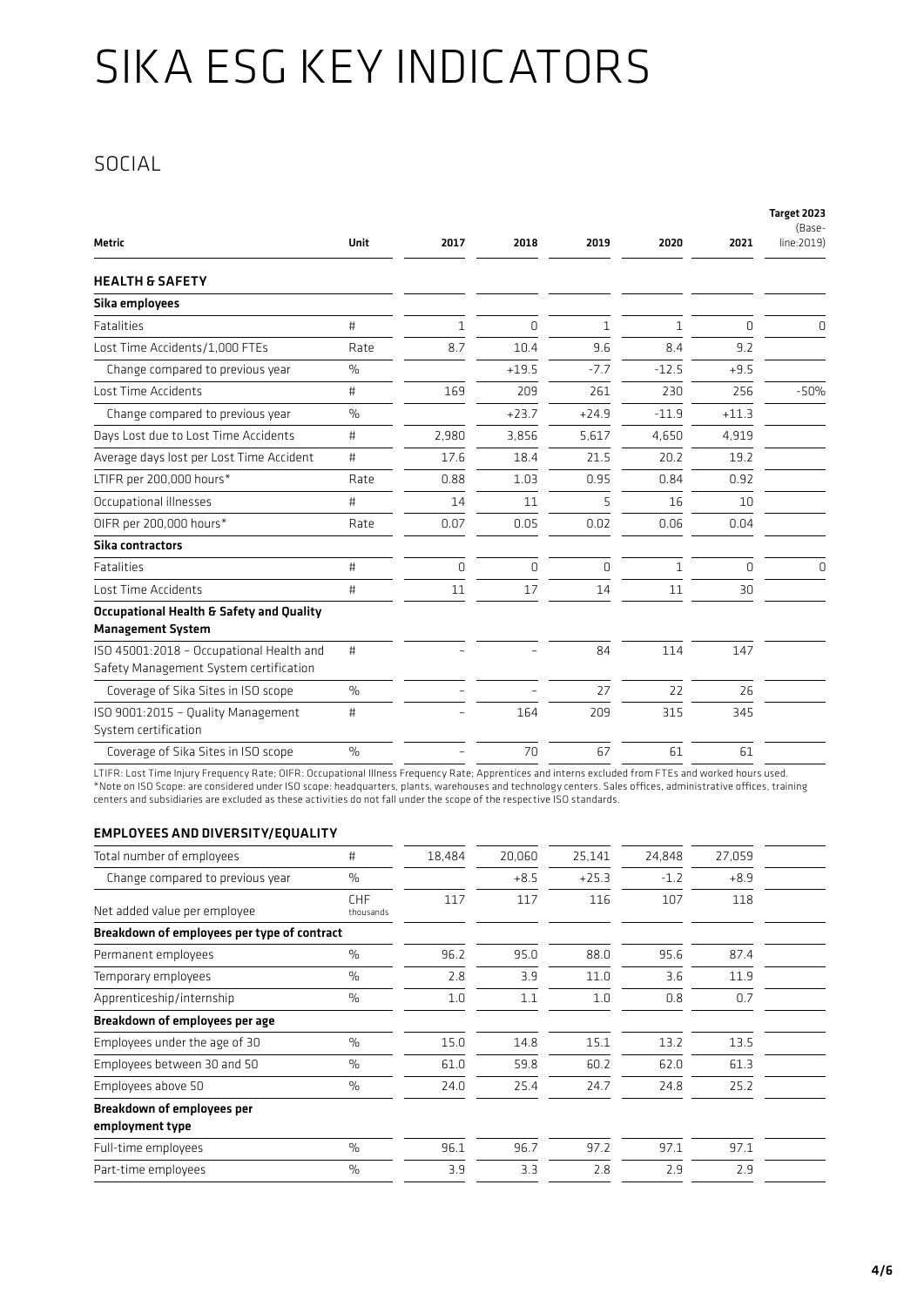# SIKA ESG KEY INDICATORS

## SOCIAL

| Metric | Unit | 2017 | 2018 | 2019 | 2020 | 2021 | Target 2023 (Base-line:2019) |
|---|---|---|---|---|---|---|---|
| **HEALTH & SAFETY** | | | | | | | |
| **Sika employees** | | | | | | | |
| Fatalities | # | 1 | 0 | 1 | 1 | 0 | 0 |
| Lost Time Accidents/1,000 FTEs | Rate | 8.7 | 10.4 | 9.6 | 8.4 | 9.2 | |
| Change compared to previous year | % | | +19.5 | -7.7 | -12.5 | +9.5 | |
| Lost Time Accidents | # | 169 | 209 | 261 | 230 | 256 | -50% |
| Change compared to previous year | % | | +23.7 | +24.9 | -11.9 | +11.3 | |
| Days Lost due to Lost Time Accidents | # | 2,980 | 3,856 | 5,617 | 4,650 | 4,919 | |
| Average days lost per Lost Time Accident | # | 17.6 | 18.4 | 21.5 | 20.2 | 19.2 | |
| LTIFR per 200,000 hours* | Rate | 0.88 | 1.03 | 0.95 | 0.84 | 0.92 | |
| Occupational illnesses | # | 14 | 11 | 5 | 16 | 10 | |
| OIFR per 200,000 hours* | Rate | 0.07 | 0.05 | 0.02 | 0.06 | 0.04 | |
| **Sika contractors** | | | | | | | |
| Fatalities | # | 0 | 0 | 0 | 1 | 0 | 0 |
| Lost Time Accidents | # | 11 | 17 | 14 | 11 | 30 | |
| **Occupational Health & Safety and Quality Management System** | | | | | | | |
| ISO 45001:2018 – Occupational Health and Safety Management System certification | # | – | – | 84 | 114 | 147 | |
| Coverage of Sika Sites in ISO scope | % | – | – | 27 | 22 | 26 | |
| ISO 9001:2015 – Quality Management System certification | # | – | 164 | 209 | 315 | 345 | |
| Coverage of Sika Sites in ISO scope | % | – | 70 | 67 | 61 | 61 | |

LTIFR: Lost Time Injury Frequency Rate; OIFR: Occupational Illness Frequency Rate; Apprentices and interns excluded from FTEs and worked hours used.
*Note on ISO Scope: are considered under ISO scope: headquarters, plants, warehouses and technology centers. Sales offices, administrative offices, training centers and subsidiaries are excluded as these activities do not fall under the scope of the respective ISO standards.

### EMPLOYEES AND DIVERSITY/EQUALITY

| Metric | Unit | 2017 | 2018 | 2019 | 2020 | 2021 | Target 2023 (Base-line:2019) |
|---|---|---|---|---|---|---|---|
| Total number of employees | # | 18,484 | 20,060 | 25,141 | 24,848 | 27,059 | |
| Change compared to previous year | % | | +8.5 | +25.3 | -1.2 | +8.9 | |
| Net added value per employee | CHF thousands | 117 | 117 | 116 | 107 | 118 | |
| **Breakdown of employees per type of contract** | | | | | | | |
| Permanent employees | % | 96.2 | 95.0 | 88.0 | 95.6 | 87.4 | |
| Temporary employees | % | 2.8 | 3.9 | 11.0 | 3.6 | 11.9 | |
| Apprenticeship/internship | % | 1.0 | 1.1 | 1.0 | 0.8 | 0.7 | |
| **Breakdown of employees per age** | | | | | | | |
| Employees under the age of 30 | % | 15.0 | 14.8 | 15.1 | 13.2 | 13.5 | |
| Employees between 30 and 50 | % | 61.0 | 59.8 | 60.2 | 62.0 | 61.3 | |
| Employees above 50 | % | 24.0 | 25.4 | 24.7 | 24.8 | 25.2 | |
| **Breakdown of employees per employment type** | | | | | | | |
| Full-time employees | % | 96.1 | 96.7 | 97.2 | 97.1 | 97.1 | |
| Part-time employees | % | 3.9 | 3.3 | 2.8 | 2.9 | 2.9 | |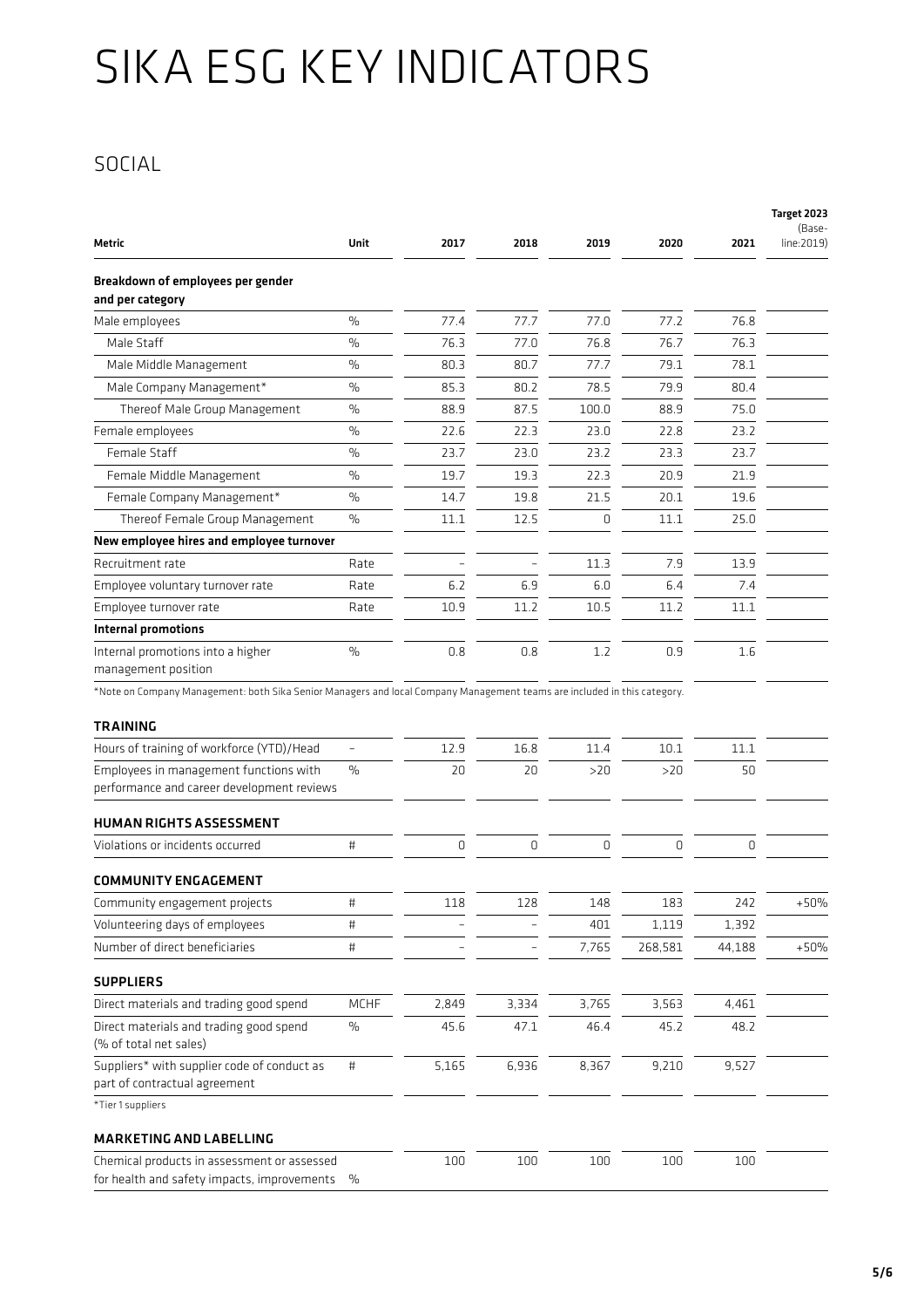# SIKA ESG KEY INDICATORS

## SOCIAL

| Metric | Unit | 2017 | 2018 | 2019 | 2020 | 2021 | Target 2023 (Baseline:2019) |
|---|---|---|---|---|---|---|---|
| **Breakdown of employees per gender and per category** | | | | | | | |
| Male employees | % | 77.4 | 77.7 | 77.0 | 77.2 | 76.8 | |
| Male Staff | % | 76.3 | 77.0 | 76.8 | 76.7 | 76.3 | |
| Male Middle Management | % | 80.3 | 80.7 | 77.7 | 79.1 | 78.1 | |
| Male Company Management* | % | 85.3 | 80.2 | 78.5 | 79.9 | 80.4 | |
| Thereof Male Group Management | % | 88.9 | 87.5 | 100.0 | 88.9 | 75.0 | |
| Female employees | % | 22.6 | 22.3 | 23.0 | 22.8 | 23.2 | |
| Female Staff | % | 23.7 | 23.0 | 23.2 | 23.3 | 23.7 | |
| Female Middle Management | % | 19.7 | 19.3 | 22.3 | 20.9 | 21.9 | |
| Female Company Management* | % | 14.7 | 19.8 | 21.5 | 20.1 | 19.6 | |
| Thereof Female Group Management | % | 11.1 | 12.5 | 0 | 11.1 | 25.0 | |
| **New employee hires and employee turnover** | | | | | | | |
| Recruitment rate | Rate | – | – | 11.3 | 7.9 | 13.9 | |
| Employee voluntary turnover rate | Rate | 6.2 | 6.9 | 6.0 | 6.4 | 7.4 | |
| Employee turnover rate | Rate | 10.9 | 11.2 | 10.5 | 11.2 | 11.1 | |
| **Internal promotions** | | | | | | | |
| Internal promotions into a higher management position | % | 0.8 | 0.8 | 1.2 | 0.9 | 1.6 | |

*Note on Company Management: both Sika Senior Managers and local Company Management teams are included in this category.

| Metric | Unit | 2017 | 2018 | 2019 | 2020 | 2021 | Target 2023 (Baseline:2019) |
|---|---|---|---|---|---|---|---|
| **TRAINING** | | | | | | | |
| Hours of training of workforce (YTD)/Head | – | 12.9 | 16.8 | 11.4 | 10.1 | 11.1 | |
| Employees in management functions with performance and career development reviews | % | 20 | 20 | >20 | >20 | 50 | |
| **HUMAN RIGHTS ASSESSMENT** | | | | | | | |
| Violations or incidents occurred | # | 0 | 0 | 0 | 0 | 0 | |
| **COMMUNITY ENGAGEMENT** | | | | | | | |
| Community engagement projects | # | 118 | 128 | 148 | 183 | 242 | +50% |
| Volunteering days of employees | # | – | – | 401 | 1,119 | 1,392 | |
| Number of direct beneficiaries | # | – | – | 7,765 | 268,581 | 44,188 | +50% |
| **SUPPLIERS** | | | | | | | |
| Direct materials and trading good spend | MCHF | 2,849 | 3,334 | 3,765 | 3,563 | 4,461 | |
| Direct materials and trading good spend (% of total net sales) | % | 45.6 | 47.1 | 46.4 | 45.2 | 48.2 | |
| Suppliers* with supplier code of conduct as part of contractual agreement | # | 5,165 | 6,936 | 8,367 | 9,210 | 9,527 | |
| **MARKETING AND LABELLING** | | | | | | | |
| Chemical products in assessment or assessed for health and safety impacts, improvements | % | 100 | 100 | 100 | 100 | 100 | |

*Tier 1 suppliers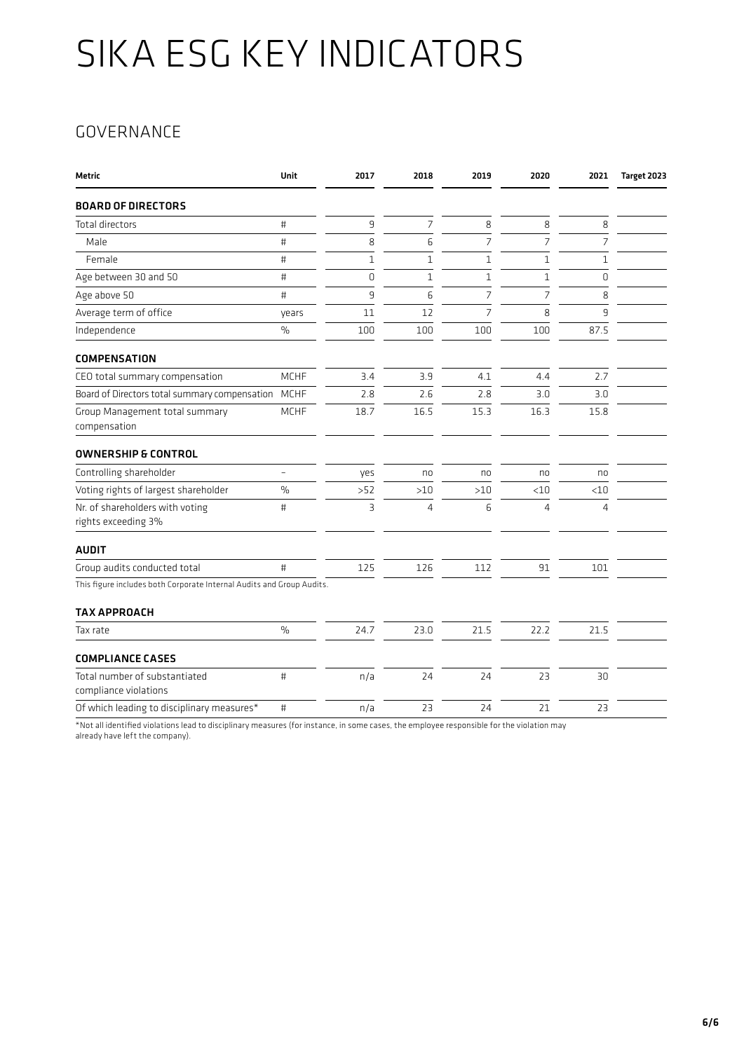# SIKA ESG KEY INDICATORS

## GOVERNANCE

| Metric | Unit | 2017 | 2018 | 2019 | 2020 | 2021 | Target 2023 |
|---|---|---|---|---|---|---|---|
| **BOARD OF DIRECTORS** | | | | | | | |
| Total directors | # | 9 | 7 | 8 | 8 | 8 | |
| Male | # | 8 | 6 | 7 | 7 | 7 | |
| Female | # | 1 | 1 | 1 | 1 | 1 | |
| Age between 30 and 50 | # | 0 | 1 | 1 | 1 | 0 | |
| Age above 50 | # | 9 | 6 | 7 | 7 | 8 | |
| Average term of office | years | 11 | 12 | 7 | 8 | 9 | |
| Independence | % | 100 | 100 | 100 | 100 | 87.5 | |
| **COMPENSATION** | | | | | | | |
| CEO total summary compensation | MCHF | 3.4 | 3.9 | 4.1 | 4.4 | 2.7 | |
| Board of Directors total summary compensation | MCHF | 2.8 | 2.6 | 2.8 | 3.0 | 3.0 | |
| Group Management total summary compensation | MCHF | 18.7 | 16.5 | 15.3 | 16.3 | 15.8 | |
| **OWNERSHIP & CONTROL** | | | | | | | |
| Controlling shareholder | – | yes | no | no | no | no | |
| Voting rights of largest shareholder | % | >52 | >10 | >10 | <10 | <10 | |
| Nr. of shareholders with voting rights exceeding 3% | # | 3 | 4 | 6 | 4 | 4 | |
| **AUDIT** | | | | | | | |
| Group audits conducted total | # | 125 | 126 | 112 | 91 | 101 | |

This figure includes both Corporate Internal Audits and Group Audits.

| Metric | Unit | 2017 | 2018 | 2019 | 2020 | 2021 | Target 2023 |
|---|---|---|---|---|---|---|---|
| **TAX APPROACH** | | | | | | | |
| Tax rate | % | 24.7 | 23.0 | 21.5 | 22.2 | 21.5 | |
| **COMPLIANCE CASES** | | | | | | | |
| Total number of substantiated compliance violations | # | n/a | 24 | 24 | 23 | 30 | |
| Of which leading to disciplinary measures* | # | n/a | 23 | 24 | 21 | 23 | |

*Not all identified violations lead to disciplinary measures (for instance, in some cases, the employee responsible for the violation may already have left the company).